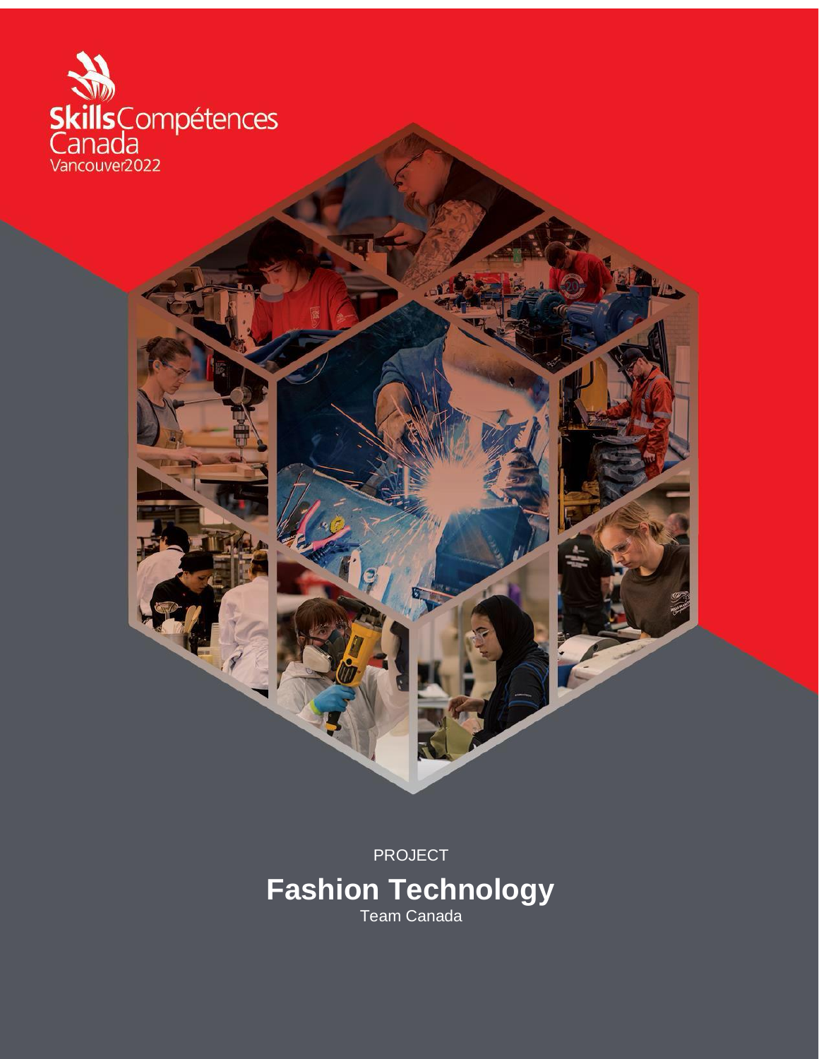Skills Compétences Canada
Vancouver2022

PROJECT

# Fashion Technology

Team Canada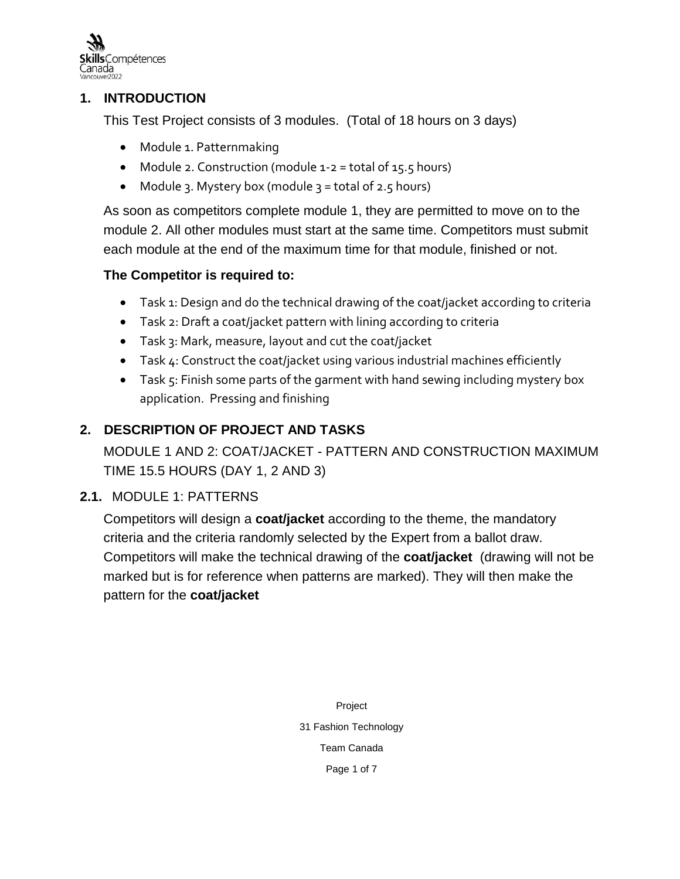## 1. INTRODUCTION

This Test Project consists of 3 modules. (Total of 18 hours on 3 days)

- Module 1. Patternmaking
- Module 2. Construction (module 1-2 = total of 15.5 hours)
- Module 3. Mystery box (module 3 = total of 2.5 hours)

As soon as competitors complete module 1, they are permitted to move on to the module 2. All other modules must start at the same time. Competitors must submit each module at the end of the maximum time for that module, finished or not.

**The Competitor is required to:**

- Task 1: Design and do the technical drawing of the coat/jacket according to criteria
- Task 2: Draft a coat/jacket pattern with lining according to criteria
- Task 3: Mark, measure, layout and cut the coat/jacket
- Task 4: Construct the coat/jacket using various industrial machines efficiently
- Task 5: Finish some parts of the garment with hand sewing including mystery box application. Pressing and finishing

## 2. DESCRIPTION OF PROJECT AND TASKS

MODULE 1 AND 2: COAT/JACKET - PATTERN AND CONSTRUCTION MAXIMUM TIME 15.5 HOURS (DAY 1, 2 AND 3)

### 2.1. MODULE 1: PATTERNS

Competitors will design a **coat/jacket** according to the theme, the mandatory criteria and the criteria randomly selected by the Expert from a ballot draw. Competitors will make the technical drawing of the **coat/jacket** (drawing will not be marked but is for reference when patterns are marked). They will then make the pattern for the **coat/jacket**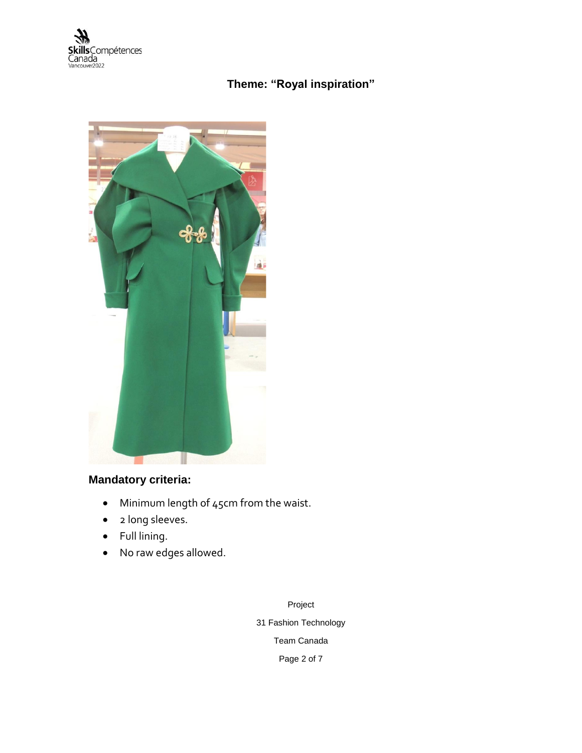## Theme: "Royal inspiration"

### Mandatory criteria:

- Minimum length of 45cm from the waist.
- 2 long sleeves.
- Full lining.
- No raw edges allowed.

Project

31 Fashion Technology

Team Canada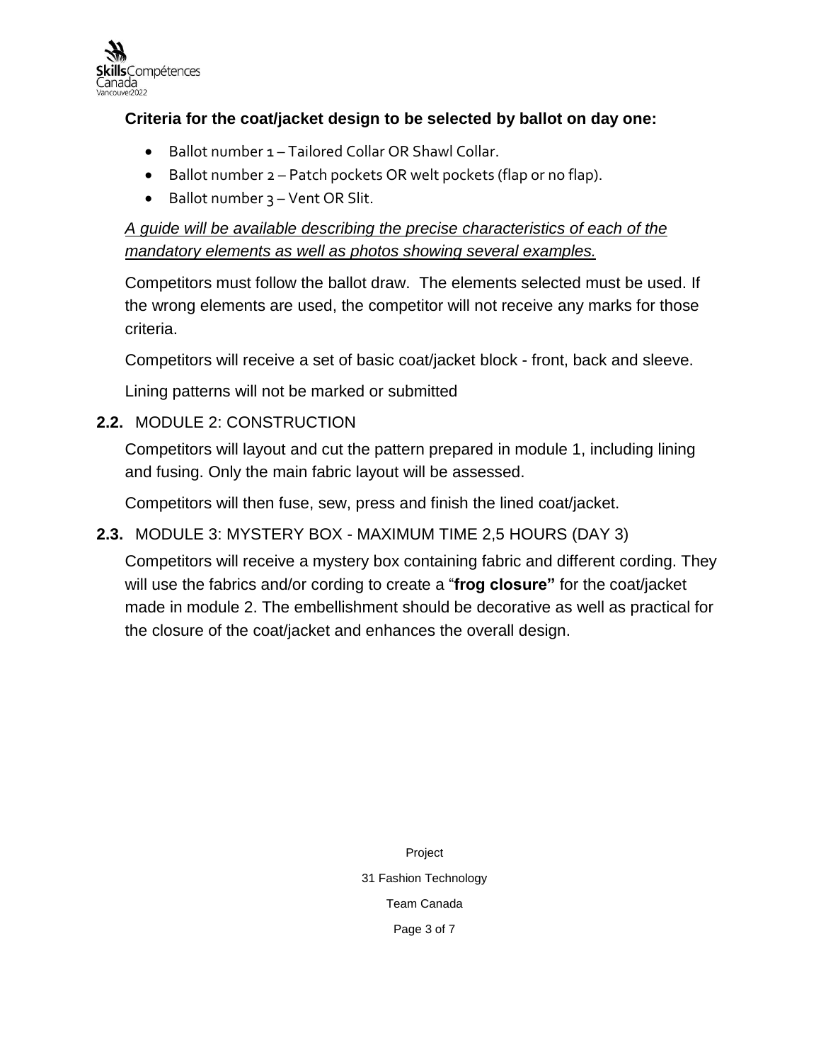**Criteria for the coat/jacket design to be selected by ballot on day one:**

- Ballot number 1 – Tailored Collar OR Shawl Collar.
- Ballot number 2 – Patch pockets OR welt pockets (flap or no flap).
- Ballot number 3 – Vent OR Slit.

*A guide will be available describing the precise characteristics of each of the mandatory elements as well as photos showing several examples.*

Competitors must follow the ballot draw. The elements selected must be used. If the wrong elements are used, the competitor will not receive any marks for those criteria.

Competitors will receive a set of basic coat/jacket block - front, back and sleeve.

Lining patterns will not be marked or submitted

## 2.2. MODULE 2: CONSTRUCTION

Competitors will layout and cut the pattern prepared in module 1, including lining and fusing. Only the main fabric layout will be assessed.

Competitors will then fuse, sew, press and finish the lined coat/jacket.

## 2.3. MODULE 3: MYSTERY BOX - MAXIMUM TIME 2,5 HOURS (DAY 3)

Competitors will receive a mystery box containing fabric and different cording. They will use the fabrics and/or cording to create a "**frog closure"** for the coat/jacket made in module 2. The embellishment should be decorative as well as practical for the closure of the coat/jacket and enhances the overall design.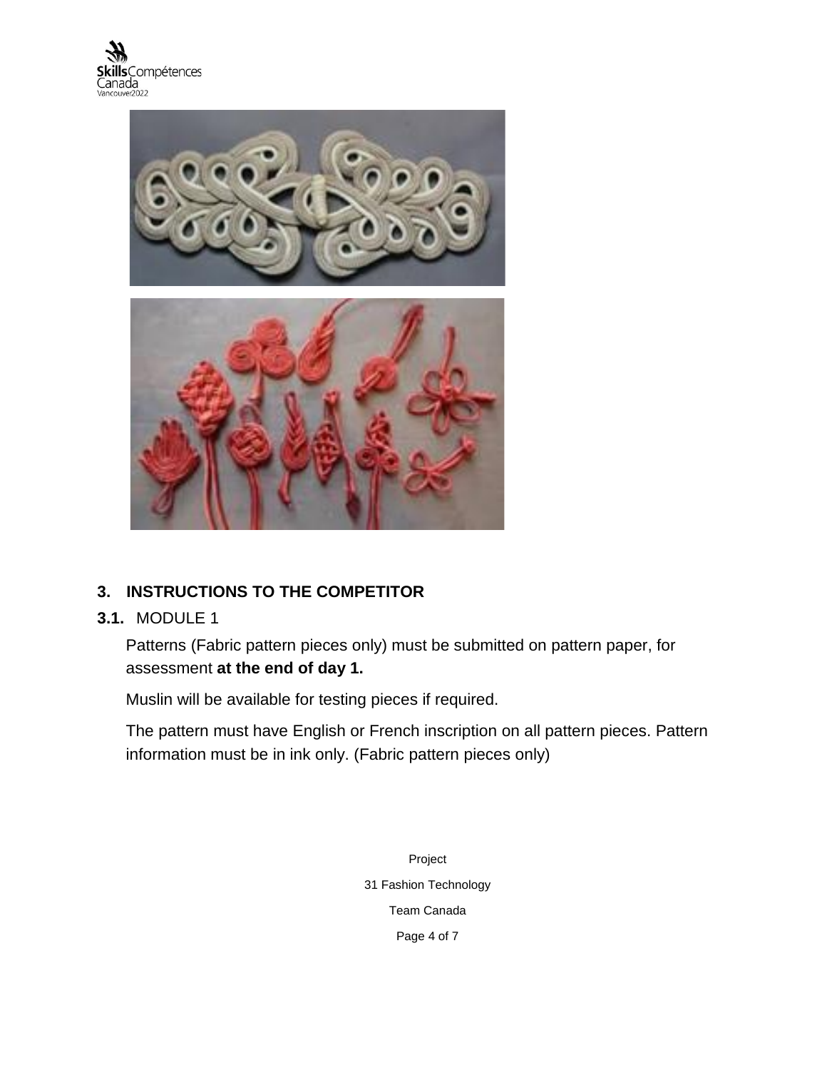## 3. INSTRUCTIONS TO THE COMPETITOR

### 3.1. MODULE 1

Patterns (Fabric pattern pieces only) must be submitted on pattern paper, for assessment **at the end of day 1.**

Muslin will be available for testing pieces if required.

The pattern must have English or French inscription on all pattern pieces. Pattern information must be in ink only. (Fabric pattern pieces only)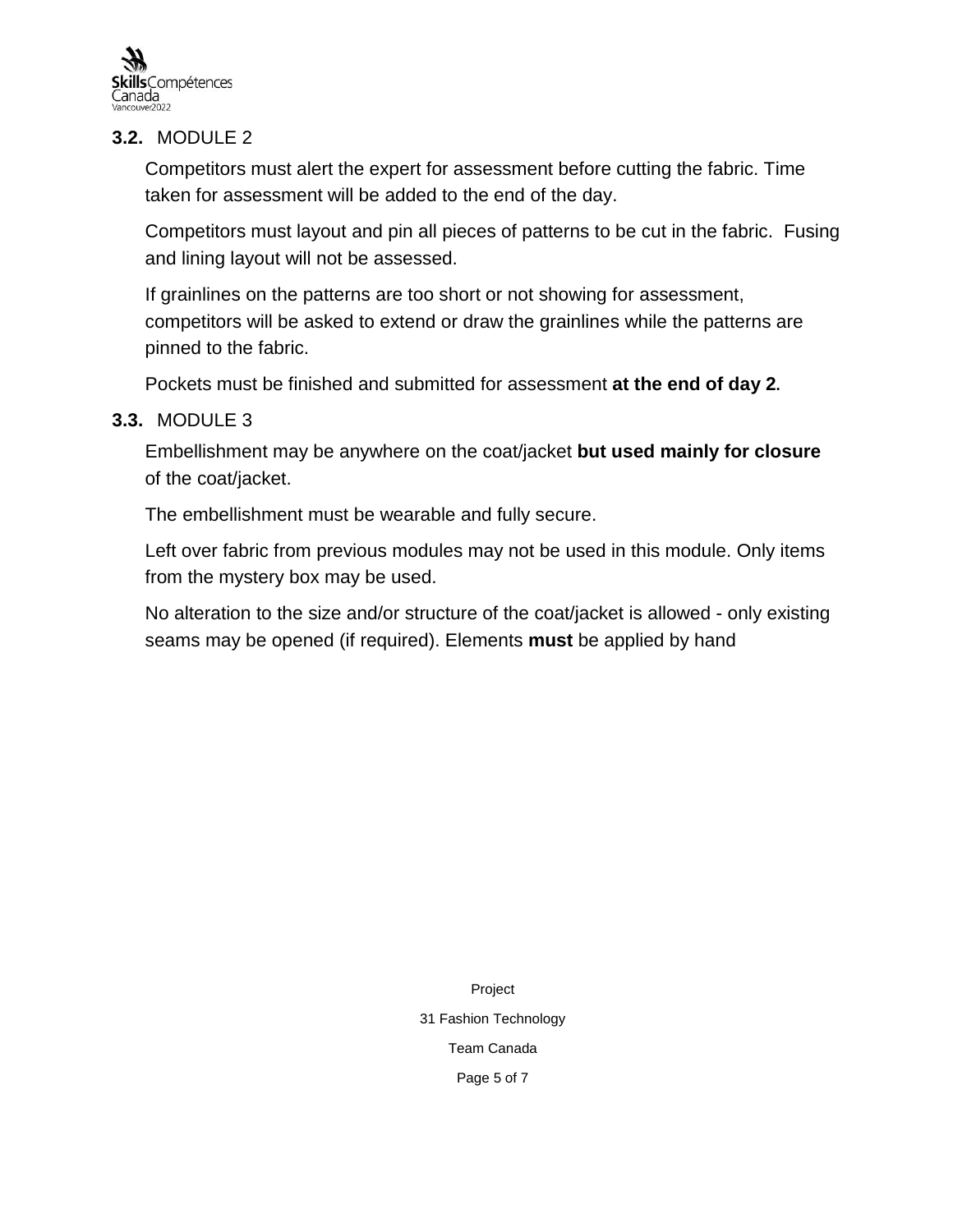### 3.2. MODULE 2

Competitors must alert the expert for assessment before cutting the fabric. Time taken for assessment will be added to the end of the day.

Competitors must layout and pin all pieces of patterns to be cut in the fabric. Fusing and lining layout will not be assessed.

If grainlines on the patterns are too short or not showing for assessment, competitors will be asked to extend or draw the grainlines while the patterns are pinned to the fabric.

Pockets must be finished and submitted for assessment **at the end of day 2.**

### 3.3. MODULE 3

Embellishment may be anywhere on the coat/jacket **but used mainly for closure** of the coat/jacket.

The embellishment must be wearable and fully secure.

Left over fabric from previous modules may not be used in this module. Only items from the mystery box may be used.

No alteration to the size and/or structure of the coat/jacket is allowed - only existing seams may be opened (if required). Elements **must** be applied by hand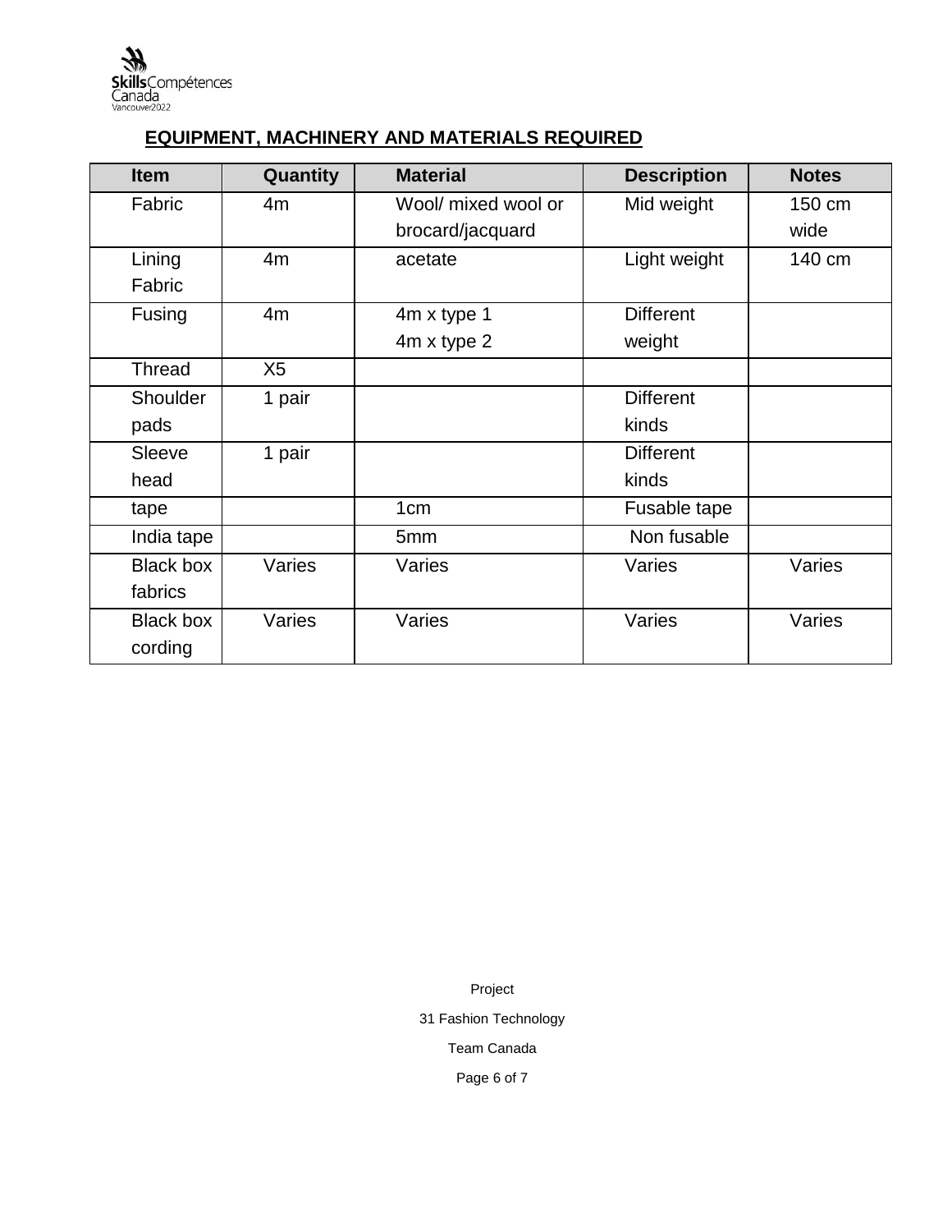## EQUIPMENT, MACHINERY AND MATERIALS REQUIRED

| Item | Quantity | Material | Description | Notes |
|---|---|---|---|---|
| Fabric | 4m | Wool/ mixed wool or brocard/jacquard | Mid weight | 150 cm wide |
| Lining Fabric | 4m | acetate | Light weight | 140 cm |
| Fusing | 4m | 4m x type 1<br>4m x type 2 | Different weight | |
| Thread | X5 | | | |
| Shoulder pads | 1 pair | | Different kinds | |
| Sleeve head | 1 pair | | Different kinds | |
| tape | | 1cm | Fusable tape | |
| India tape | | 5mm | Non fusable | |
| Black box fabrics | Varies | Varies | Varies | Varies |
| Black box cording | Varies | Varies | Varies | Varies |